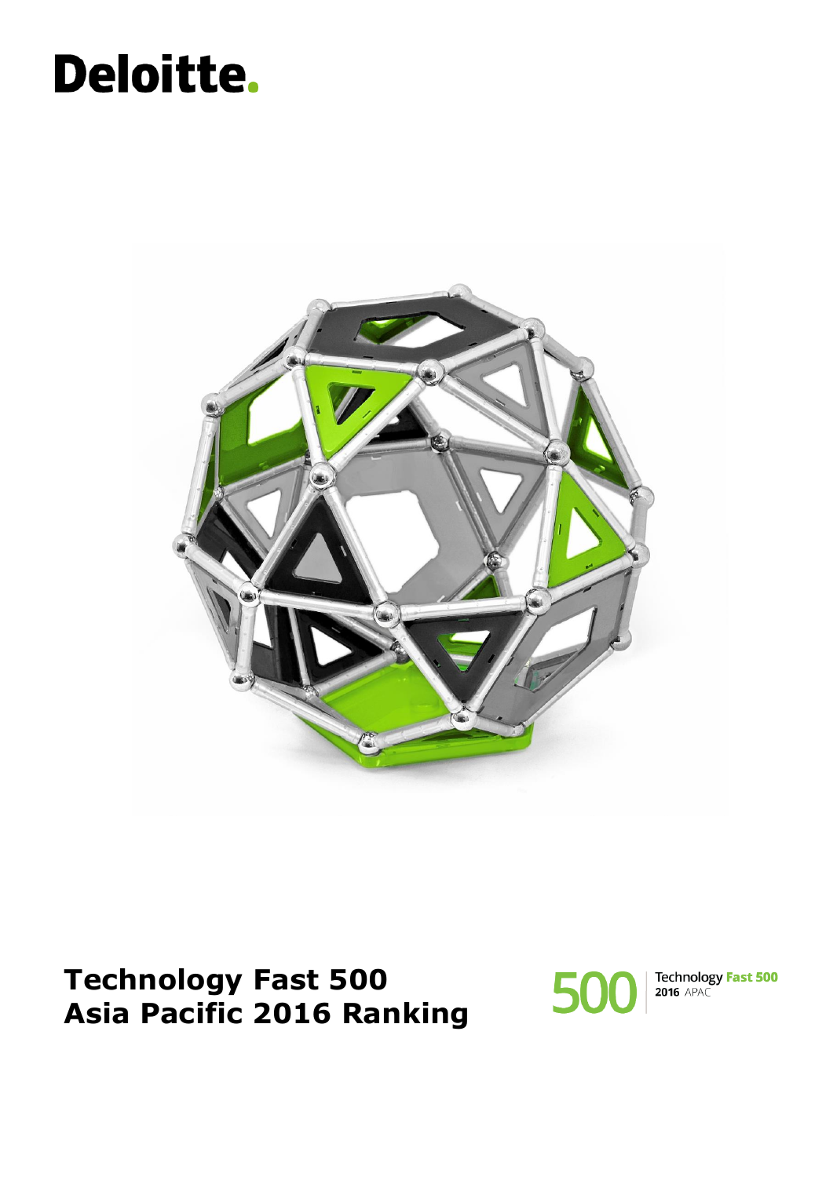Deloitte.

# Technology Fast 500 Asia Pacific 2016 Ranking

500 | Technology Fast 500 2016 APAC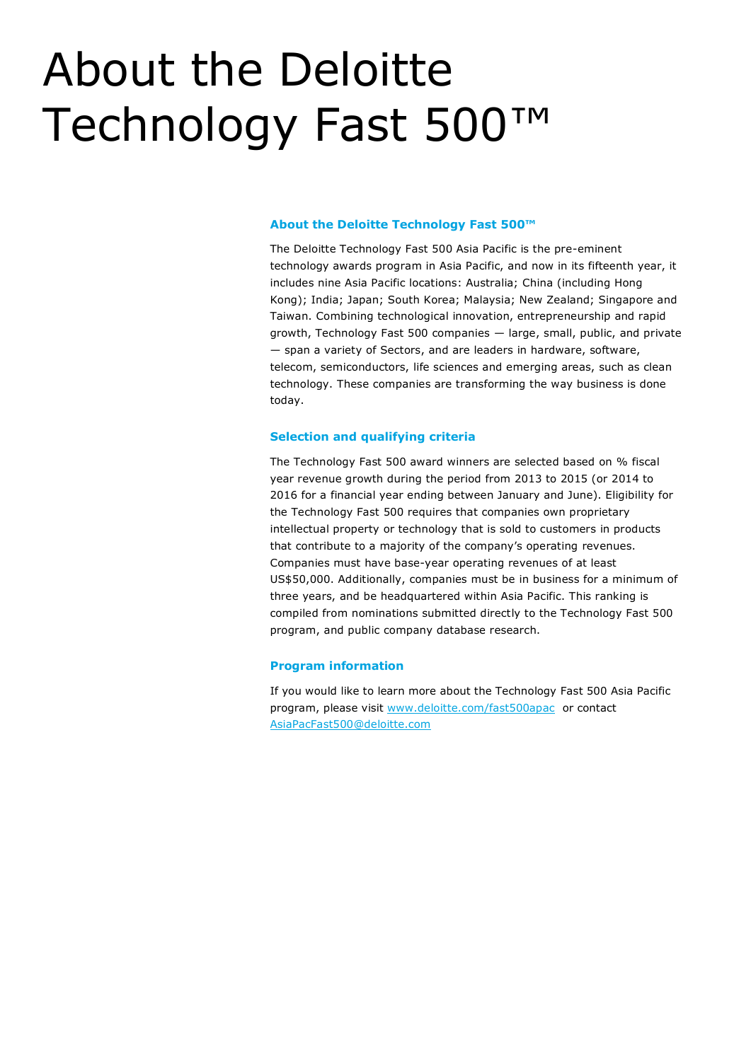# About the Deloitte Technology Fast 500™

## About the Deloitte Technology Fast 500™

The Deloitte Technology Fast 500 Asia Pacific is the pre-eminent technology awards program in Asia Pacific, and now in its fifteenth year, it includes nine Asia Pacific locations: Australia; China (including Hong Kong); India; Japan; South Korea; Malaysia; New Zealand; Singapore and Taiwan. Combining technological innovation, entrepreneurship and rapid growth, Technology Fast 500 companies — large, small, public, and private — span a variety of Sectors, and are leaders in hardware, software, telecom, semiconductors, life sciences and emerging areas, such as clean technology. These companies are transforming the way business is done today.

## Selection and qualifying criteria

The Technology Fast 500 award winners are selected based on % fiscal year revenue growth during the period from 2013 to 2015 (or 2014 to 2016 for a financial year ending between January and June). Eligibility for the Technology Fast 500 requires that companies own proprietary intellectual property or technology that is sold to customers in products that contribute to a majority of the company's operating revenues. Companies must have base-year operating revenues of at least US$50,000. Additionally, companies must be in business for a minimum of three years, and be headquartered within Asia Pacific. This ranking is compiled from nominations submitted directly to the Technology Fast 500 program, and public company database research.

## Program information

If you would like to learn more about the Technology Fast 500 Asia Pacific program, please visit [www.deloitte.com/fast500apac](http://www.deloitte.com/fast500apac) or contact [AsiaPacFast500@deloitte.com](mailto:AsiaPacFast500@deloitte.com)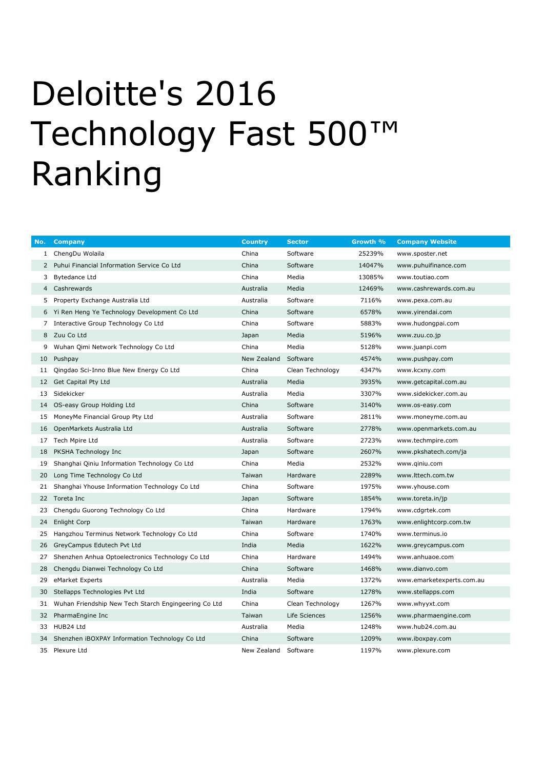# Deloitte's 2016 Technology Fast 500™ Ranking

| No. | Company | Country | Sector | Growth % | Company Website |
|---|---|---|---|---|---|
| 1 | ChengDu Wolaila | China | Software | 25239% | www.sposter.net |
| 2 | Puhui Financial Information Service Co Ltd | China | Software | 14047% | www.puhuifinance.com |
| 3 | Bytedance Ltd | China | Media | 13085% | www.toutiao.com |
| 4 | Cashrewards | Australia | Media | 12469% | www.cashrewards.com.au |
| 5 | Property Exchange Australia Ltd | Australia | Software | 7116% | www.pexa.com.au |
| 6 | Yi Ren Heng Ye Technology Development Co Ltd | China | Software | 6578% | www.yirendai.com |
| 7 | Interactive Group Technology Co Ltd | China | Software | 5883% | www.hudongpai.com |
| 8 | Zuu Co Ltd | Japan | Media | 5196% | www.zuu.co.jp |
| 9 | Wuhan Qimi Network Technology Co Ltd | China | Media | 5128% | www.juanpi.com |
| 10 | Pushpay | New Zealand | Software | 4574% | www.pushpay.com |
| 11 | Qingdao Sci-Inno Blue New Energy Co Ltd | China | Clean Technology | 4347% | www.kcxny.com |
| 12 | Get Capital Pty Ltd | Australia | Media | 3935% | www.getcapital.com.au |
| 13 | Sidekicker | Australia | Media | 3307% | www.sidekicker.com.au |
| 14 | OS-easy Group Holding Ltd | China | Software | 3140% | www.os-easy.com |
| 15 | MoneyMe Financial Group Pty Ltd | Australia | Software | 2811% | www.moneyme.com.au |
| 16 | OpenMarkets Australia Ltd | Australia | Software | 2778% | www.openmarkets.com.au |
| 17 | Tech Mpire Ltd | Australia | Software | 2723% | www.techmpire.com |
| 18 | PKSHA Technology Inc | Japan | Software | 2607% | www.pkshatech.com/ja |
| 19 | Shanghai Qiniu Information Technology Co Ltd | China | Media | 2532% | www.qiniu.com |
| 20 | Long Time Technology Co Ltd | Taiwan | Hardware | 2289% | www.lttech.com.tw |
| 21 | Shanghai Yhouse Information Technology Co Ltd | China | Software | 1975% | www.yhouse.com |
| 22 | Toreta Inc | Japan | Software | 1854% | www.toreta.in/jp |
| 23 | Chengdu Guorong Technology Co Ltd | China | Hardware | 1794% | www.cdgrtek.com |
| 24 | Enlight Corp | Taiwan | Hardware | 1763% | www.enlightcorp.com.tw |
| 25 | Hangzhou Terminus Network Technology Co Ltd | China | Software | 1740% | www.terminus.io |
| 26 | GreyCampus Edutech Pvt Ltd | India | Media | 1622% | www.greycampus.com |
| 27 | Shenzhen Anhua Optoelectronics Technology Co Ltd | China | Hardware | 1494% | www.anhuaoe.com |
| 28 | Chengdu Dianwei Technology Co Ltd | China | Software | 1468% | www.dianvo.com |
| 29 | eMarket Experts | Australia | Media | 1372% | www.emarketexperts.com.au |
| 30 | Stellapps Technologies Pvt Ltd | India | Software | 1278% | www.stellapps.com |
| 31 | Wuhan Friendship New Tech Starch Engingeering Co Ltd | China | Clean Technology | 1267% | www.whyyxt.com |
| 32 | PharmaEngine Inc | Taiwan | Life Sciences | 1256% | www.pharmaengine.com |
| 33 | HUB24 Ltd | Australia | Media | 1248% | www.hub24.com.au |
| 34 | Shenzhen iBOXPAY Information Technology Co Ltd | China | Software | 1209% | www.iboxpay.com |
| 35 | Plexure Ltd | New Zealand | Software | 1197% | www.plexure.com |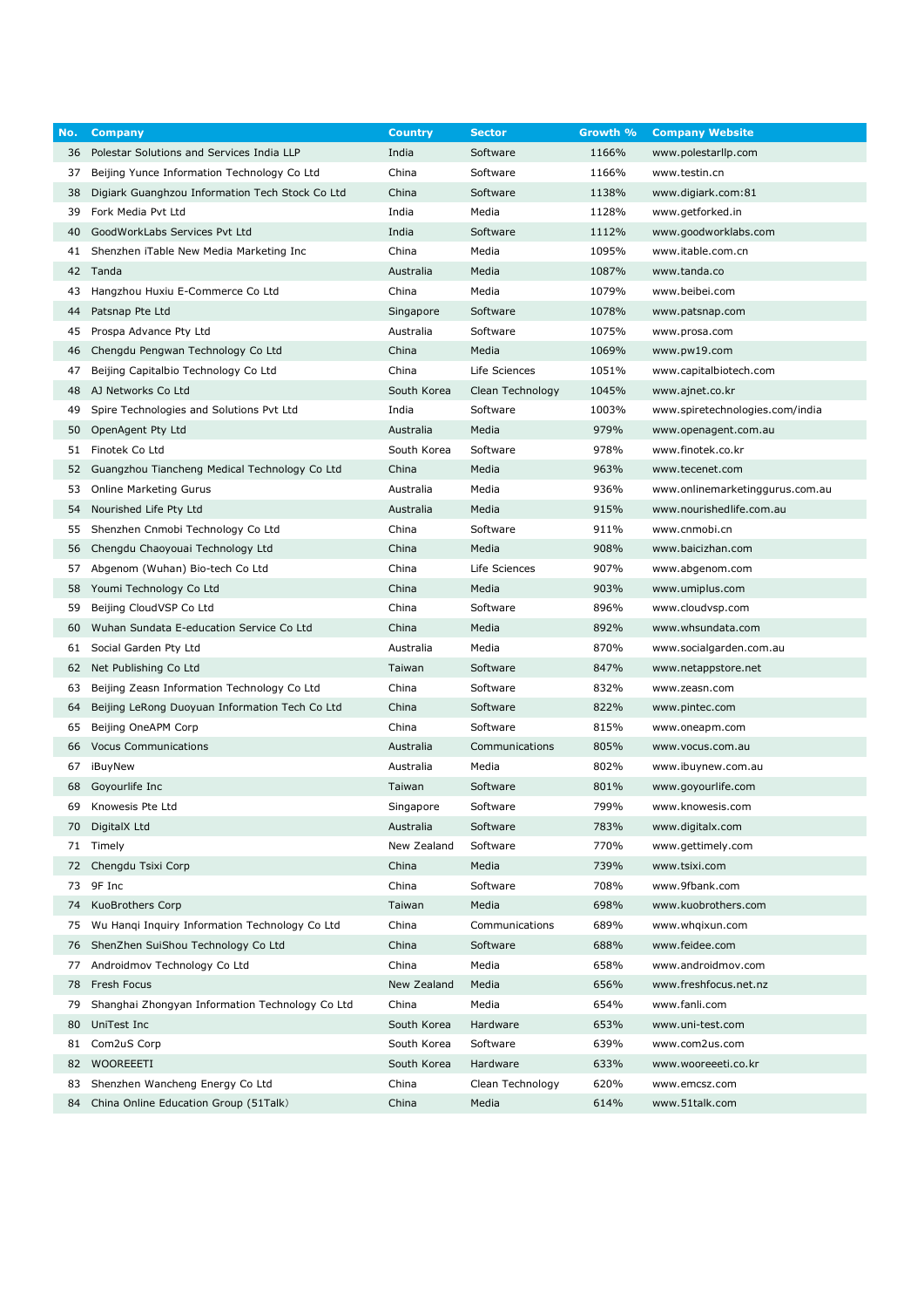| No. | Company | Country | Sector | Growth % | Company Website |
|---|---|---|---|---|---|
| 36 | Polestar Solutions and Services India LLP | India | Software | 1166% | www.polestarllp.com |
| 37 | Beijing Yunce Information Technology Co Ltd | China | Software | 1166% | www.testin.cn |
| 38 | Digiark Guanghzou Information Tech Stock Co Ltd | China | Software | 1138% | www.digiark.com:81 |
| 39 | Fork Media Pvt Ltd | India | Media | 1128% | www.getforked.in |
| 40 | GoodWorkLabs Services Pvt Ltd | India | Software | 1112% | www.goodworklabs.com |
| 41 | Shenzhen iTable New Media Marketing Inc | China | Media | 1095% | www.itable.com.cn |
| 42 | Tanda | Australia | Media | 1087% | www.tanda.co |
| 43 | Hangzhou Huxiu E-Commerce Co Ltd | China | Media | 1079% | www.beibei.com |
| 44 | Patsnap Pte Ltd | Singapore | Software | 1078% | www.patsnap.com |
| 45 | Prospa Advance Pty Ltd | Australia | Software | 1075% | www.prosa.com |
| 46 | Chengdu Pengwan Technology Co Ltd | China | Media | 1069% | www.pw19.com |
| 47 | Beijing Capitalbio Technology Co Ltd | China | Life Sciences | 1051% | www.capitalbiotech.com |
| 48 | AJ Networks Co Ltd | South Korea | Clean Technology | 1045% | www.ajnet.co.kr |
| 49 | Spire Technologies and Solutions Pvt Ltd | India | Software | 1003% | www.spiretechnologies.com/india |
| 50 | OpenAgent Pty Ltd | Australia | Media | 979% | www.openagent.com.au |
| 51 | Finotek Co Ltd | South Korea | Software | 978% | www.finotek.co.kr |
| 52 | Guangzhou Tiancheng Medical Technology Co Ltd | China | Media | 963% | www.tecenet.com |
| 53 | Online Marketing Gurus | Australia | Media | 936% | www.onlinemarketinggurus.com.au |
| 54 | Nourished Life Pty Ltd | Australia | Media | 915% | www.nourishedlife.com.au |
| 55 | Shenzhen Cnmobi Technology Co Ltd | China | Software | 911% | www.cnmobi.cn |
| 56 | Chengdu Chaoyouai Technology Ltd | China | Media | 908% | www.baicizhan.com |
| 57 | Abgenom (Wuhan) Bio-tech Co Ltd | China | Life Sciences | 907% | www.abgenom.com |
| 58 | Youmi Technology Co Ltd | China | Media | 903% | www.umiplus.com |
| 59 | Beijing CloudVSP Co Ltd | China | Software | 896% | www.cloudvsp.com |
| 60 | Wuhan Sundata E-education Service Co Ltd | China | Media | 892% | www.whsundata.com |
| 61 | Social Garden Pty Ltd | Australia | Media | 870% | www.socialgarden.com.au |
| 62 | Net Publishing Co Ltd | Taiwan | Software | 847% | www.netappstore.net |
| 63 | Beijing Zeasn Information Technology Co Ltd | China | Software | 832% | www.zeasn.com |
| 64 | Beijing LeRong Duoyuan Information Tech Co Ltd | China | Software | 822% | www.pintec.com |
| 65 | Beijing OneAPM Corp | China | Software | 815% | www.oneapm.com |
| 66 | Vocus Communications | Australia | Communications | 805% | www.vocus.com.au |
| 67 | iBuyNew | Australia | Media | 802% | www.ibuynew.com.au |
| 68 | Goyourlife Inc | Taiwan | Software | 801% | www.goyourlife.com |
| 69 | Knowesis Pte Ltd | Singapore | Software | 799% | www.knowesis.com |
| 70 | DigitalX Ltd | Australia | Software | 783% | www.digitalx.com |
| 71 | Timely | New Zealand | Software | 770% | www.gettimely.com |
| 72 | Chengdu Tsixi Corp | China | Media | 739% | www.tsixi.com |
| 73 | 9F Inc | China | Software | 708% | www.9fbank.com |
| 74 | KuoBrothers Corp | Taiwan | Media | 698% | www.kuobrothers.com |
| 75 | Wu Hanqi Inquiry Information Technology Co Ltd | China | Communications | 689% | www.whqixun.com |
| 76 | ShenZhen SuiShou Technology Co Ltd | China | Software | 688% | www.feidee.com |
| 77 | Androidmov Technology Co Ltd | China | Media | 658% | www.androidmov.com |
| 78 | Fresh Focus | New Zealand | Media | 656% | www.freshfocus.net.nz |
| 79 | Shanghai Zhongyan Information Technology Co Ltd | China | Media | 654% | www.fanli.com |
| 80 | UniTest Inc | South Korea | Hardware | 653% | www.uni-test.com |
| 81 | Com2uS Corp | South Korea | Software | 639% | www.com2us.com |
| 82 | WOOREEETI | South Korea | Hardware | 633% | www.wooreeeti.co.kr |
| 83 | Shenzhen Wancheng Energy Co Ltd | China | Clean Technology | 620% | www.emcsz.com |
| 84 | China Online Education Group (51Talk) | China | Media | 614% | www.51talk.com |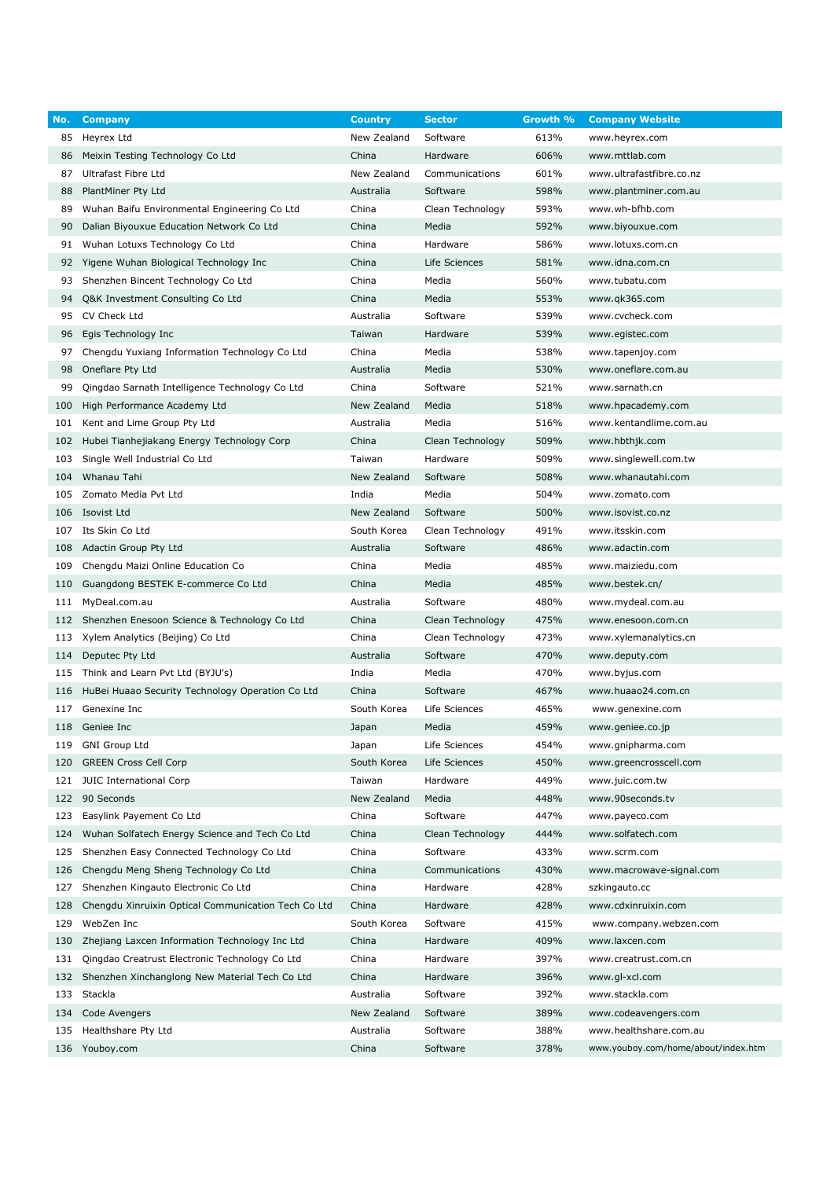| No. | Company | Country | Sector | Growth % | Company Website |
|---|---|---|---|---|---|
| 85 | Heyrex Ltd | New Zealand | Software | 613% | www.heyrex.com |
| 86 | Meixin Testing Technology Co Ltd | China | Hardware | 606% | www.mttlab.com |
| 87 | Ultrafast Fibre Ltd | New Zealand | Communications | 601% | www.ultrafastfibre.co.nz |
| 88 | PlantMiner Pty Ltd | Australia | Software | 598% | www.plantminer.com.au |
| 89 | Wuhan Baifu Environmental Engineering Co Ltd | China | Clean Technology | 593% | www.wh-bfhb.com |
| 90 | Dalian Biyouxue Education Network Co Ltd | China | Media | 592% | www.biyouxue.com |
| 91 | Wuhan Lotuxs Technology Co Ltd | China | Hardware | 586% | www.lotuxs.com.cn |
| 92 | Yigene Wuhan Biological Technology Inc | China | Life Sciences | 581% | www.idna.com.cn |
| 93 | Shenzhen Bincent Technology Co Ltd | China | Media | 560% | www.tubatu.com |
| 94 | Q&K Investment Consulting Co Ltd | China | Media | 553% | www.qk365.com |
| 95 | CV Check Ltd | Australia | Software | 539% | www.cvcheck.com |
| 96 | Egis Technology Inc | Taiwan | Hardware | 539% | www.egistec.com |
| 97 | Chengdu Yuxiang Information Technology Co Ltd | China | Media | 538% | www.tapenjoy.com |
| 98 | Oneflare Pty Ltd | Australia | Media | 530% | www.oneflare.com.au |
| 99 | Qingdao Sarnath Intelligence Technology Co Ltd | China | Software | 521% | www.sarnath.cn |
| 100 | High Performance Academy Ltd | New Zealand | Media | 518% | www.hpacademy.com |
| 101 | Kent and Lime Group Pty Ltd | Australia | Media | 516% | www.kentandlime.com.au |
| 102 | Hubei Tianhejiakang Energy Technology Corp | China | Clean Technology | 509% | www.hbthjk.com |
| 103 | Single Well Industrial Co Ltd | Taiwan | Hardware | 509% | www.singlewell.com.tw |
| 104 | Whanau Tahi | New Zealand | Software | 508% | www.whanautahi.com |
| 105 | Zomato Media Pvt Ltd | India | Media | 504% | www.zomato.com |
| 106 | Isovist Ltd | New Zealand | Software | 500% | www.isovist.co.nz |
| 107 | Its Skin Co Ltd | South Korea | Clean Technology | 491% | www.itsskin.com |
| 108 | Adactin Group Pty Ltd | Australia | Software | 486% | www.adactin.com |
| 109 | Chengdu Maizi Online Education Co | China | Media | 485% | www.maiziedu.com |
| 110 | Guangdong BESTEK E-commerce Co Ltd | China | Media | 485% | www.bestek.cn/ |
| 111 | MyDeal.com.au | Australia | Software | 480% | www.mydeal.com.au |
| 112 | Shenzhen Enesoon Science & Technology Co Ltd | China | Clean Technology | 475% | www.enesoon.com.cn |
| 113 | Xylem Analytics (Beijing) Co Ltd | China | Clean Technology | 473% | www.xylemanalytics.cn |
| 114 | Deputec Pty Ltd | Australia | Software | 470% | www.deputy.com |
| 115 | Think and Learn Pvt Ltd (BYJU's) | India | Media | 470% | www.byjus.com |
| 116 | HuBei Huaao Security Technology Operation Co Ltd | China | Software | 467% | www.huaao24.com.cn |
| 117 | Genexine Inc | South Korea | Life Sciences | 465% | www.genexine.com |
| 118 | Geniee Inc | Japan | Media | 459% | www.geniee.co.jp |
| 119 | GNI Group Ltd | Japan | Life Sciences | 454% | www.gnipharma.com |
| 120 | GREEN Cross Cell Corp | South Korea | Life Sciences | 450% | www.greencrosscell.com |
| 121 | JUIC International Corp | Taiwan | Hardware | 449% | www.juic.com.tw |
| 122 | 90 Seconds | New Zealand | Media | 448% | www.90seconds.tv |
| 123 | Easylink Payement Co Ltd | China | Software | 447% | www.payeco.com |
| 124 | Wuhan Solfatech Energy Science and Tech Co Ltd | China | Clean Technology | 444% | www.solfatech.com |
| 125 | Shenzhen Easy Connected Technology Co Ltd | China | Software | 433% | www.scrm.com |
| 126 | Chengdu Meng Sheng Technology Co Ltd | China | Communications | 430% | www.macrowave-signal.com |
| 127 | Shenzhen Kingauto Electronic Co Ltd | China | Hardware | 428% | szkingauto.cc |
| 128 | Chengdu Xinruixin Optical Communication Tech Co Ltd | China | Hardware | 428% | www.cdxinruixin.com |
| 129 | WebZen Inc | South Korea | Software | 415% | www.company.webzen.com |
| 130 | Zhejiang Laxcen Information Technology Inc Ltd | China | Hardware | 409% | www.laxcen.com |
| 131 | Qingdao Creatrust Electronic Technology Co Ltd | China | Hardware | 397% | www.creatrust.com.cn |
| 132 | Shenzhen Xinchanglong New Material Tech Co Ltd | China | Hardware | 396% | www.gl-xcl.com |
| 133 | Stackla | Australia | Software | 392% | www.stackla.com |
| 134 | Code Avengers | New Zealand | Software | 389% | www.codeavengers.com |
| 135 | Healthshare Pty Ltd | Australia | Software | 388% | www.healthshare.com.au |
| 136 | Youboy.com | China | Software | 378% | www.youboy.com/home/about/index.htm |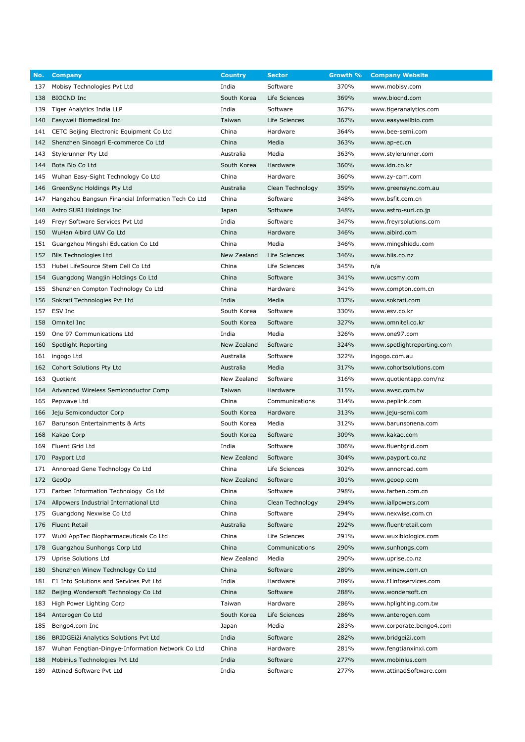| No. | Company | Country | Sector | Growth % | Company Website |
|---|---|---|---|---|---|
| 137 | Mobisy Technologies Pvt Ltd | India | Software | 370% | www.mobisy.com |
| 138 | BIOCND Inc | South Korea | Life Sciences | 369% | www.biocnd.com |
| 139 | Tiger Analytics India LLP | India | Software | 367% | www.tigeranalytics.com |
| 140 | Easywell Biomedical Inc | Taiwan | Life Sciences | 367% | www.easywellbio.com |
| 141 | CETC Beijing Electronic Equipment Co Ltd | China | Hardware | 364% | www.bee-semi.com |
| 142 | Shenzhen Sinoagri E-commerce Co Ltd | China | Media | 363% | www.ap-ec.cn |
| 143 | Stylerunner Pty Ltd | Australia | Media | 363% | www.stylerunner.com |
| 144 | Bota Bio Co Ltd | South Korea | Hardware | 360% | www.idn.co.kr |
| 145 | Wuhan Easy-Sight Technology Co Ltd | China | Hardware | 360% | www.zy-cam.com |
| 146 | GreenSync Holdings Pty Ltd | Australia | Clean Technology | 359% | www.greensync.com.au |
| 147 | Hangzhou Bangsun Financial Information Tech Co Ltd | China | Software | 348% | www.bsfit.com.cn |
| 148 | Astro SURI Holdings Inc | Japan | Software | 348% | www.astro-suri.co.jp |
| 149 | Freyr Software Services Pvt Ltd | India | Software | 347% | www.freyrsolutions.com |
| 150 | WuHan Aibird UAV Co Ltd | China | Hardware | 346% | www.aibird.com |
| 151 | Guangzhou Mingshi Education Co Ltd | China | Media | 346% | www.mingshiedu.com |
| 152 | Blis Technologies Ltd | New Zealand | Life Sciences | 346% | www.blis.co.nz |
| 153 | Hubei LifeSource Stem Cell Co Ltd | China | Life Sciences | 345% | n/a |
| 154 | Guangdong Wangjin Holdings Co Ltd | China | Software | 341% | www.ucsmy.com |
| 155 | Shenzhen Compton Technology Co Ltd | China | Hardware | 341% | www.compton.com.cn |
| 156 | Sokrati Technologies Pvt Ltd | India | Media | 337% | www.sokrati.com |
| 157 | ESV Inc | South Korea | Software | 330% | www.esv.co.kr |
| 158 | Omnitel Inc | South Korea | Software | 327% | www.omnitel.co.kr |
| 159 | One 97 Communications Ltd | India | Media | 326% | www.one97.com |
| 160 | Spotlight Reporting | New Zealand | Software | 324% | www.spotlightreporting.com |
| 161 | ingogo Ltd | Australia | Software | 322% | ingogo.com.au |
| 162 | Cohort Solutions Pty Ltd | Australia | Media | 317% | www.cohortsolutions.com |
| 163 | Quotient | New Zealand | Software | 316% | www.quotientapp.com/nz |
| 164 | Advanced Wireless Semiconductor Comp | Taiwan | Hardware | 315% | www.awsc.com.tw |
| 165 | Pepwave Ltd | China | Communications | 314% | www.peplink.com |
| 166 | Jeju Semiconductor Corp | South Korea | Hardware | 313% | www.jeju-semi.com |
| 167 | Barunson Entertainments & Arts | South Korea | Media | 312% | www.barunsonena.com |
| 168 | Kakao Corp | South Korea | Software | 309% | www.kakao.com |
| 169 | Fluent Grid Ltd | India | Software | 306% | www.fluentgrid.com |
| 170 | Payport Ltd | New Zealand | Software | 304% | www.payport.co.nz |
| 171 | Annoroad Gene Technology Co Ltd | China | Life Sciences | 302% | www.annoroad.com |
| 172 | GeoOp | New Zealand | Software | 301% | www.geoop.com |
| 173 | Farben Information Technology Co Ltd | China | Software | 298% | www.farben.com.cn |
| 174 | Allpowers Industrial International Ltd | China | Clean Technology | 294% | www.iallpowers.com |
| 175 | Guangdong Nexwise Co Ltd | China | Software | 294% | www.nexwise.com.cn |
| 176 | Fluent Retail | Australia | Software | 292% | www.fluentretail.com |
| 177 | WuXi AppTec Biopharmaceuticals Co Ltd | China | Life Sciences | 291% | www.wuxibiologics.com |
| 178 | Guangzhou Sunhongs Corp Ltd | China | Communications | 290% | www.sunhongs.com |
| 179 | Uprise Solutions Ltd | New Zealand | Media | 290% | www.uprise.co.nz |
| 180 | Shenzhen Winew Technology Co Ltd | China | Software | 289% | www.winew.com.cn |
| 181 | F1 Info Solutions and Services Pvt Ltd | India | Hardware | 289% | www.f1infoservices.com |
| 182 | Beijing Wondersoft Technology Co Ltd | China | Software | 288% | www.wondersoft.cn |
| 183 | High Power Lighting Corp | Taiwan | Hardware | 286% | www.hplighting.com.tw |
| 184 | Anterogen Co Ltd | South Korea | Life Sciences | 286% | www.anterogen.com |
| 185 | Bengo4.com Inc | Japan | Media | 283% | www.corporate.bengo4.com |
| 186 | BRIDGEi2i Analytics Solutions Pvt Ltd | India | Software | 282% | www.bridgei2i.com |
| 187 | Wuhan Fengtian-Dingye-Information Network Co Ltd | China | Hardware | 281% | www.fengtianxinxi.com |
| 188 | Mobinius Technologies Pvt Ltd | India | Software | 277% | www.mobinius.com |
| 189 | Attinad Software Pvt Ltd | India | Software | 277% | www.attinadSoftware.com |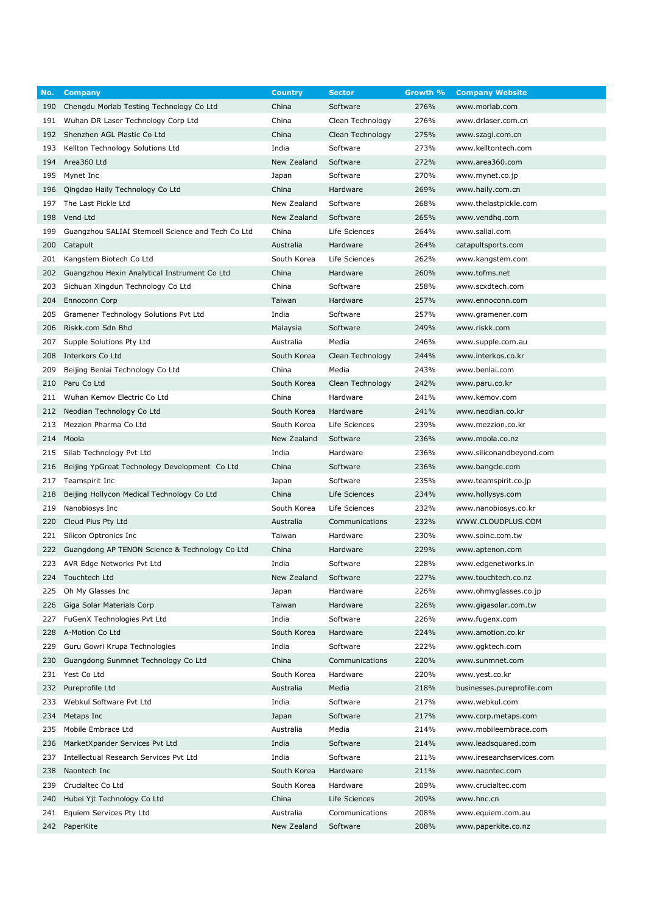| No. | Company | Country | Sector | Growth % | Company Website |
|---|---|---|---|---|---|
| 190 | Chengdu Morlab Testing Technology Co Ltd | China | Software | 276% | www.morlab.com |
| 191 | Wuhan DR Laser Technology Corp Ltd | China | Clean Technology | 276% | www.drlaser.com.cn |
| 192 | Shenzhen AGL Plastic Co Ltd | China | Clean Technology | 275% | www.szagl.com.cn |
| 193 | Kellton Technology Solutions Ltd | India | Software | 273% | www.kelltontech.com |
| 194 | Area360 Ltd | New Zealand | Software | 272% | www.area360.com |
| 195 | Mynet Inc | Japan | Software | 270% | www.mynet.co.jp |
| 196 | Qingdao Haily Technology Co Ltd | China | Hardware | 269% | www.haily.com.cn |
| 197 | The Last Pickle Ltd | New Zealand | Software | 268% | www.thelastpickle.com |
| 198 | Vend Ltd | New Zealand | Software | 265% | www.vendhq.com |
| 199 | Guangzhou SALIAI Stemcell Science and Tech Co Ltd | China | Life Sciences | 264% | www.saliai.com |
| 200 | Catapult | Australia | Hardware | 264% | catapultsports.com |
| 201 | Kangstem Biotech Co Ltd | South Korea | Life Sciences | 262% | www.kangstem.com |
| 202 | Guangzhou Hexin Analytical Instrument Co Ltd | China | Hardware | 260% | www.tofms.net |
| 203 | Sichuan Xingdun Technology Co Ltd | China | Software | 258% | www.scxdtech.com |
| 204 | Ennoconn Corp | Taiwan | Hardware | 257% | www.ennoconn.com |
| 205 | Gramener Technology Solutions Pvt Ltd | India | Software | 257% | www.gramener.com |
| 206 | Riskk.com Sdn Bhd | Malaysia | Software | 249% | www.riskk.com |
| 207 | Supple Solutions Pty Ltd | Australia | Media | 246% | www.supple.com.au |
| 208 | Interkors Co Ltd | South Korea | Clean Technology | 244% | www.interkos.co.kr |
| 209 | Beijing Benlai Technology Co Ltd | China | Media | 243% | www.benlai.com |
| 210 | Paru Co Ltd | South Korea | Clean Technology | 242% | www.paru.co.kr |
| 211 | Wuhan Kemov Electric Co Ltd | China | Hardware | 241% | www.kemov.com |
| 212 | Neodian Technology Co Ltd | South Korea | Hardware | 241% | www.neodian.co.kr |
| 213 | Mezzion Pharma Co Ltd | South Korea | Life Sciences | 239% | www.mezzion.co.kr |
| 214 | Moola | New Zealand | Software | 236% | www.moola.co.nz |
| 215 | Silab Technology Pvt Ltd | India | Hardware | 236% | www.siliconandbeyond.com |
| 216 | Beijing YpGreat Technology Development Co Ltd | China | Software | 236% | www.bangcle.com |
| 217 | Teamspirit Inc | Japan | Software | 235% | www.teamspirit.co.jp |
| 218 | Beijing Hollycon Medical Technology Co Ltd | China | Life Sciences | 234% | www.hollysys.com |
| 219 | Nanobiosys Inc | South Korea | Life Sciences | 232% | www.nanobiosys.co.kr |
| 220 | Cloud Plus Pty Ltd | Australia | Communications | 232% | WWW.CLOUDPLUS.COM |
| 221 | Silicon Optronics Inc | Taiwan | Hardware | 230% | www.soinc.com.tw |
| 222 | Guangdong AP TENON Science & Technology Co Ltd | China | Hardware | 229% | www.aptenon.com |
| 223 | AVR Edge Networks Pvt Ltd | India | Software | 228% | www.edgenetworks.in |
| 224 | Touchtech Ltd | New Zealand | Software | 227% | www.touchtech.co.nz |
| 225 | Oh My Glasses Inc | Japan | Hardware | 226% | www.ohmyglasses.co.jp |
| 226 | Giga Solar Materials Corp | Taiwan | Hardware | 226% | www.gigasolar.com.tw |
| 227 | FuGenX Technologies Pvt Ltd | India | Software | 226% | www.fugenx.com |
| 228 | A-Motion Co Ltd | South Korea | Hardware | 224% | www.amotion.co.kr |
| 229 | Guru Gowri Krupa Technologies | India | Software | 222% | www.ggktech.com |
| 230 | Guangdong Sunmnet Technology Co Ltd | China | Communications | 220% | www.sunmnet.com |
| 231 | Yest Co Ltd | South Korea | Hardware | 220% | www.yest.co.kr |
| 232 | Pureprofile Ltd | Australia | Media | 218% | businesses.pureprofile.com |
| 233 | Webkul Software Pvt Ltd | India | Software | 217% | www.webkul.com |
| 234 | Metaps Inc | Japan | Software | 217% | www.corp.metaps.com |
| 235 | Mobile Embrace Ltd | Australia | Media | 214% | www.mobileembrace.com |
| 236 | MarketXpander Services Pvt Ltd | India | Software | 214% | www.leadsquared.com |
| 237 | Intellectual Research Services Pvt Ltd | India | Software | 211% | www.iresearchservices.com |
| 238 | Naontech Inc | South Korea | Hardware | 211% | www.naontec.com |
| 239 | Crucialtec Co Ltd | South Korea | Hardware | 209% | www.crucialtec.com |
| 240 | Hubei Yjt Technology Co Ltd | China | Life Sciences | 209% | www.hnc.cn |
| 241 | Equiem Services Pty Ltd | Australia | Communications | 208% | www.equiem.com.au |
| 242 | PaperKite | New Zealand | Software | 208% | www.paperkite.co.nz |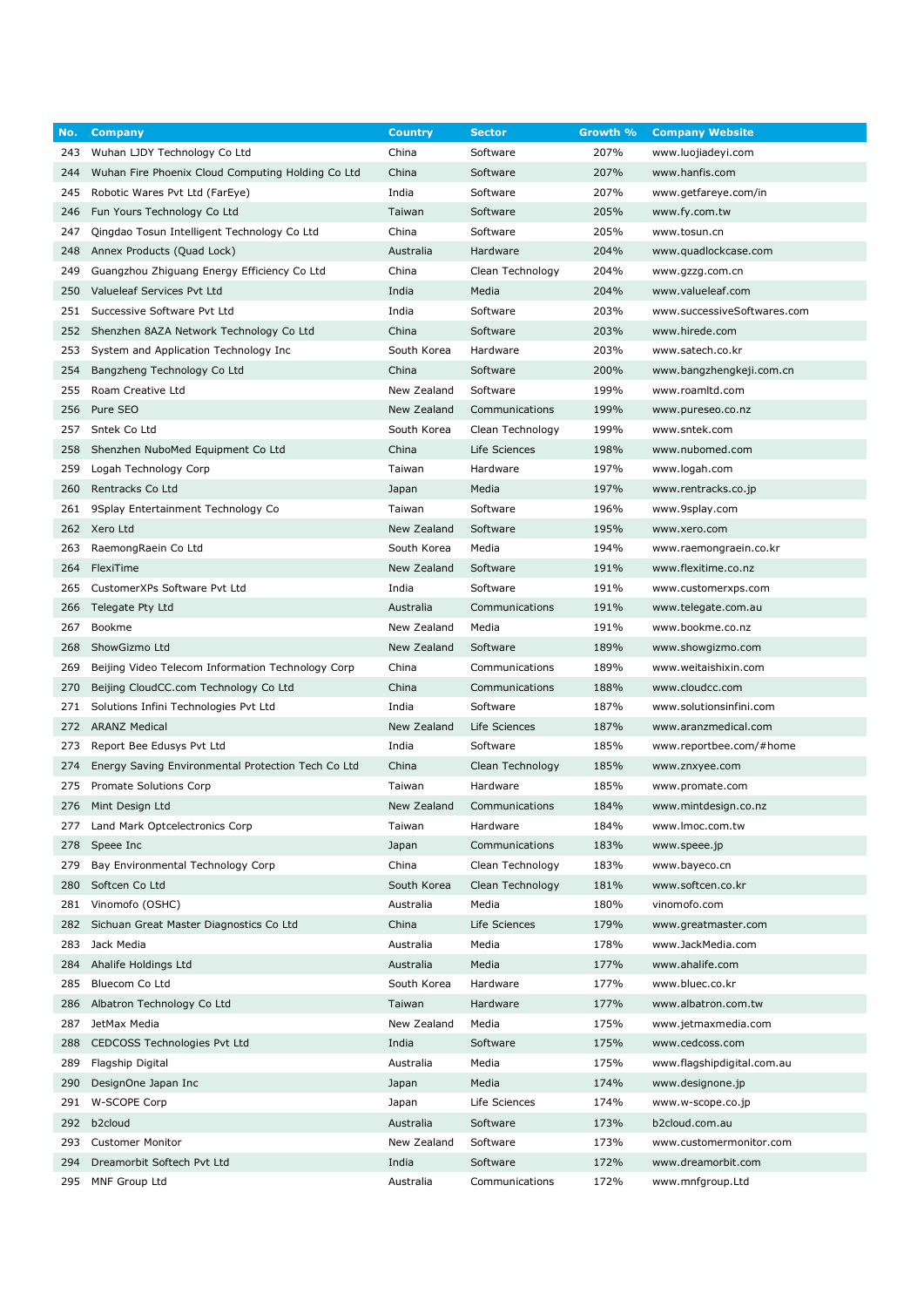| No. | Company | Country | Sector | Growth % | Company Website |
|---|---|---|---|---|---|
| 243 | Wuhan LJDY Technology Co Ltd | China | Software | 207% | www.luojiadeyi.com |
| 244 | Wuhan Fire Phoenix Cloud Computing Holding Co Ltd | China | Software | 207% | www.hanfis.com |
| 245 | Robotic Wares Pvt Ltd (FarEye) | India | Software | 207% | www.getfareye.com/in |
| 246 | Fun Yours Technology Co Ltd | Taiwan | Software | 205% | www.fy.com.tw |
| 247 | Qingdao Tosun Intelligent Technology Co Ltd | China | Software | 205% | www.tosun.cn |
| 248 | Annex Products (Quad Lock) | Australia | Hardware | 204% | www.quadlockcase.com |
| 249 | Guangzhou Zhiguang Energy Efficiency Co Ltd | China | Clean Technology | 204% | www.gzzg.com.cn |
| 250 | Valueleaf Services Pvt Ltd | India | Media | 204% | www.valueleaf.com |
| 251 | Successive Software Pvt Ltd | India | Software | 203% | www.successiveSoftwares.com |
| 252 | Shenzhen 8AZA Network Technology Co Ltd | China | Software | 203% | www.hirede.com |
| 253 | System and Application Technology Inc | South Korea | Hardware | 203% | www.satech.co.kr |
| 254 | Bangzheng Technology Co Ltd | China | Software | 200% | www.bangzhengkeji.com.cn |
| 255 | Roam Creative Ltd | New Zealand | Software | 199% | www.roamltd.com |
| 256 | Pure SEO | New Zealand | Communications | 199% | www.pureseo.co.nz |
| 257 | Sntek Co Ltd | South Korea | Clean Technology | 199% | www.sntek.com |
| 258 | Shenzhen NuboMed Equipment Co Ltd | China | Life Sciences | 198% | www.nubomed.com |
| 259 | Logah Technology Corp | Taiwan | Hardware | 197% | www.logah.com |
| 260 | Rentracks Co Ltd | Japan | Media | 197% | www.rentracks.co.jp |
| 261 | 9Splay Entertainment Technology Co | Taiwan | Software | 196% | www.9splay.com |
| 262 | Xero Ltd | New Zealand | Software | 195% | www.xero.com |
| 263 | RaemongRaein Co Ltd | South Korea | Media | 194% | www.raemongraein.co.kr |
| 264 | FlexiTime | New Zealand | Software | 191% | www.flexitime.co.nz |
| 265 | CustomerXPs Software Pvt Ltd | India | Software | 191% | www.customerxps.com |
| 266 | Telegate Pty Ltd | Australia | Communications | 191% | www.telegate.com.au |
| 267 | Bookme | New Zealand | Media | 191% | www.bookme.co.nz |
| 268 | ShowGizmo Ltd | New Zealand | Software | 189% | www.showgizmo.com |
| 269 | Beijing Video Telecom Information Technology Corp | China | Communications | 189% | www.weitaishixin.com |
| 270 | Beijing CloudCC.com Technology Co Ltd | China | Communications | 188% | www.cloudcc.com |
| 271 | Solutions Infini Technologies Pvt Ltd | India | Software | 187% | www.solutionsinfini.com |
| 272 | ARANZ Medical | New Zealand | Life Sciences | 187% | www.aranzmedical.com |
| 273 | Report Bee Edusys Pvt Ltd | India | Software | 185% | www.reportbee.com/#home |
| 274 | Energy Saving Environmental Protection Tech Co Ltd | China | Clean Technology | 185% | www.znxyee.com |
| 275 | Promate Solutions Corp | Taiwan | Hardware | 185% | www.promate.com |
| 276 | Mint Design Ltd | New Zealand | Communications | 184% | www.mintdesign.co.nz |
| 277 | Land Mark Optcelectronics Corp | Taiwan | Hardware | 184% | www.lmoc.com.tw |
| 278 | Speee Inc | Japan | Communications | 183% | www.speee.jp |
| 279 | Bay Environmental Technology Corp | China | Clean Technology | 183% | www.bayeco.cn |
| 280 | Softcen Co Ltd | South Korea | Clean Technology | 181% | www.softcen.co.kr |
| 281 | Vinomofo (OSHC) | Australia | Media | 180% | vinomofo.com |
| 282 | Sichuan Great Master Diagnostics Co Ltd | China | Life Sciences | 179% | www.greatmaster.com |
| 283 | Jack Media | Australia | Media | 178% | www.JackMedia.com |
| 284 | Ahalife Holdings Ltd | Australia | Media | 177% | www.ahalife.com |
| 285 | Bluecom Co Ltd | South Korea | Hardware | 177% | www.bluec.co.kr |
| 286 | Albatron Technology Co Ltd | Taiwan | Hardware | 177% | www.albatron.com.tw |
| 287 | JetMax Media | New Zealand | Media | 175% | www.jetmaxmedia.com |
| 288 | CEDCOSS Technologies Pvt Ltd | India | Software | 175% | www.cedcoss.com |
| 289 | Flagship Digital | Australia | Media | 175% | www.flagshipdigital.com.au |
| 290 | DesignOne Japan Inc | Japan | Media | 174% | www.designone.jp |
| 291 | W-SCOPE Corp | Japan | Life Sciences | 174% | www.w-scope.co.jp |
| 292 | b2cloud | Australia | Software | 173% | b2cloud.com.au |
| 293 | Customer Monitor | New Zealand | Software | 173% | www.customermonitor.com |
| 294 | Dreamorbit Softech Pvt Ltd | India | Software | 172% | www.dreamorbit.com |
| 295 | MNF Group Ltd | Australia | Communications | 172% | www.mnfgroup.Ltd |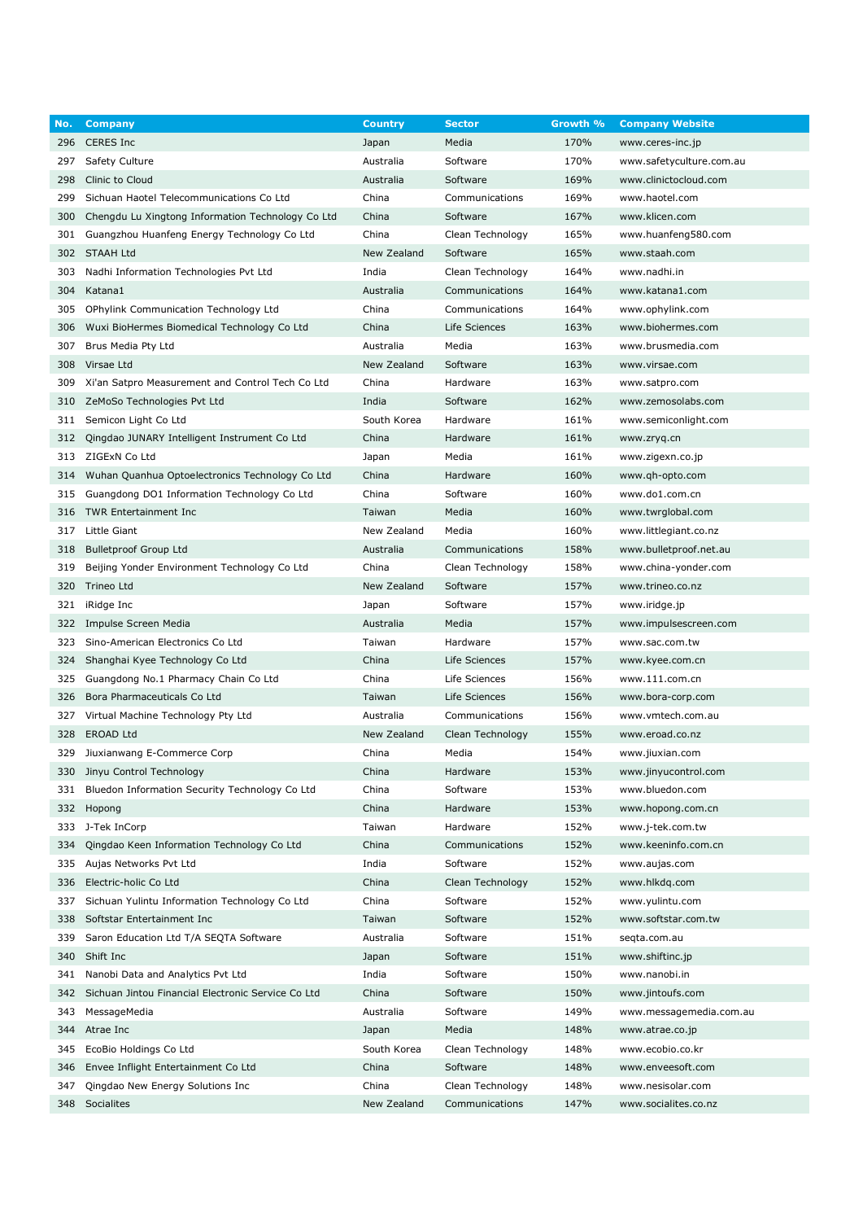| No. | Company | Country | Sector | Growth % | Company Website |
|---|---|---|---|---|---|
| 296 | CERES Inc | Japan | Media | 170% | www.ceres-inc.jp |
| 297 | Safety Culture | Australia | Software | 170% | www.safetyculture.com.au |
| 298 | Clinic to Cloud | Australia | Software | 169% | www.clinictocloud.com |
| 299 | Sichuan Haotel Telecommunications Co Ltd | China | Communications | 169% | www.haotel.com |
| 300 | Chengdu Lu Xingtong Information Technology Co Ltd | China | Software | 167% | www.klicen.com |
| 301 | Guangzhou Huanfeng Energy Technology Co Ltd | China | Clean Technology | 165% | www.huanfeng580.com |
| 302 | STAAH Ltd | New Zealand | Software | 165% | www.staah.com |
| 303 | Nadhi Information Technologies Pvt Ltd | India | Clean Technology | 164% | www.nadhi.in |
| 304 | Katana1 | Australia | Communications | 164% | www.katana1.com |
| 305 | OPhylink Communication Technology Ltd | China | Communications | 164% | www.ophylink.com |
| 306 | Wuxi BioHermes Biomedical Technology Co Ltd | China | Life Sciences | 163% | www.biohermes.com |
| 307 | Brus Media Pty Ltd | Australia | Media | 163% | www.brusmedia.com |
| 308 | Virsae Ltd | New Zealand | Software | 163% | www.virsae.com |
| 309 | Xi'an Satpro Measurement and Control Tech Co Ltd | China | Hardware | 163% | www.satpro.com |
| 310 | ZeMoSo Technologies Pvt Ltd | India | Software | 162% | www.zemosolabs.com |
| 311 | Semicon Light Co Ltd | South Korea | Hardware | 161% | www.semiconlight.com |
| 312 | Qingdao JUNARY Intelligent Instrument Co Ltd | China | Hardware | 161% | www.zryq.cn |
| 313 | ZIGExN Co Ltd | Japan | Media | 161% | www.zigexn.co.jp |
| 314 | Wuhan Quanhua Optoelectronics Technology Co Ltd | China | Hardware | 160% | www.qh-opto.com |
| 315 | Guangdong DO1 Information Technology Co Ltd | China | Software | 160% | www.do1.com.cn |
| 316 | TWR Entertainment Inc | Taiwan | Media | 160% | www.twrglobal.com |
| 317 | Little Giant | New Zealand | Media | 160% | www.littlegiant.co.nz |
| 318 | Bulletproof Group Ltd | Australia | Communications | 158% | www.bulletproof.net.au |
| 319 | Beijing Yonder Environment Technology Co Ltd | China | Clean Technology | 158% | www.china-yonder.com |
| 320 | Trineo Ltd | New Zealand | Software | 157% | www.trineo.co.nz |
| 321 | iRidge Inc | Japan | Software | 157% | www.iridge.jp |
| 322 | Impulse Screen Media | Australia | Media | 157% | www.impulsescreen.com |
| 323 | Sino-American Electronics Co Ltd | Taiwan | Hardware | 157% | www.sac.com.tw |
| 324 | Shanghai Kyee Technology Co Ltd | China | Life Sciences | 157% | www.kyee.com.cn |
| 325 | Guangdong No.1 Pharmacy Chain Co Ltd | China | Life Sciences | 156% | www.111.com.cn |
| 326 | Bora Pharmaceuticals Co Ltd | Taiwan | Life Sciences | 156% | www.bora-corp.com |
| 327 | Virtual Machine Technology Pty Ltd | Australia | Communications | 156% | www.vmtech.com.au |
| 328 | EROAD Ltd | New Zealand | Clean Technology | 155% | www.eroad.co.nz |
| 329 | Jiuxianwang E-Commerce Corp | China | Media | 154% | www.jiuxian.com |
| 330 | Jinyu Control Technology | China | Hardware | 153% | www.jinyucontrol.com |
| 331 | Bluedon Information Security Technology Co Ltd | China | Software | 153% | www.bluedon.com |
| 332 | Hopong | China | Hardware | 153% | www.hopong.com.cn |
| 333 | J-Tek InCorp | Taiwan | Hardware | 152% | www.j-tek.com.tw |
| 334 | Qingdao Keen Information Technology Co Ltd | China | Communications | 152% | www.keeninfo.com.cn |
| 335 | Aujas Networks Pvt Ltd | India | Software | 152% | www.aujas.com |
| 336 | Electric-holic Co Ltd | China | Clean Technology | 152% | www.hlkdq.com |
| 337 | Sichuan Yulintu Information Technology Co Ltd | China | Software | 152% | www.yulintu.com |
| 338 | Softstar Entertainment Inc | Taiwan | Software | 152% | www.softstar.com.tw |
| 339 | Saron Education Ltd T/A SEQTA Software | Australia | Software | 151% | seqta.com.au |
| 340 | Shift Inc | Japan | Software | 151% | www.shiftinc.jp |
| 341 | Nanobi Data and Analytics Pvt Ltd | India | Software | 150% | www.nanobi.in |
| 342 | Sichuan Jintou Financial Electronic Service Co Ltd | China | Software | 150% | www.jintoufs.com |
| 343 | MessageMedia | Australia | Software | 149% | www.messagemedia.com.au |
| 344 | Atrae Inc | Japan | Media | 148% | www.atrae.co.jp |
| 345 | EcoBio Holdings Co Ltd | South Korea | Clean Technology | 148% | www.ecobio.co.kr |
| 346 | Envee Inflight Entertainment Co Ltd | China | Software | 148% | www.enveesoft.com |
| 347 | Qingdao New Energy Solutions Inc | China | Clean Technology | 148% | www.nesisolar.com |
| 348 | Socialites | New Zealand | Communications | 147% | www.socialites.co.nz |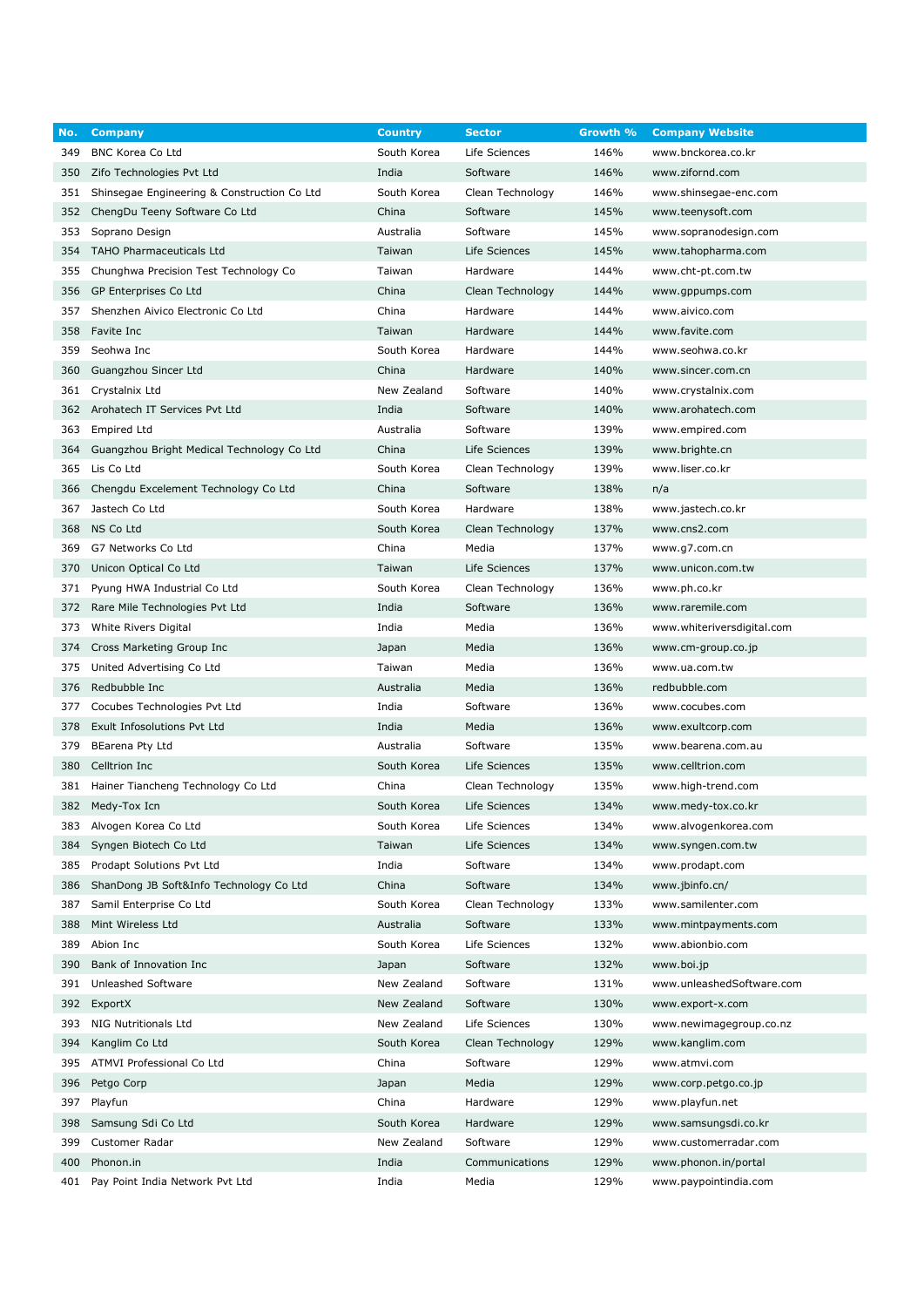| No. | Company | Country | Sector | Growth % | Company Website |
|---|---|---|---|---|---|
| 349 | BNC Korea Co Ltd | South Korea | Life Sciences | 146% | www.bnckorea.co.kr |
| 350 | Zifo Technologies Pvt Ltd | India | Software | 146% | www.zifornd.com |
| 351 | Shinsegae Engineering & Construction Co Ltd | South Korea | Clean Technology | 146% | www.shinsegae-enc.com |
| 352 | ChengDu Teeny Software Co Ltd | China | Software | 145% | www.teenysoft.com |
| 353 | Soprano Design | Australia | Software | 145% | www.sopranodesign.com |
| 354 | TAHO Pharmaceuticals Ltd | Taiwan | Life Sciences | 145% | www.tahopharma.com |
| 355 | Chunghwa Precision Test Technology Co | Taiwan | Hardware | 144% | www.cht-pt.com.tw |
| 356 | GP Enterprises Co Ltd | China | Clean Technology | 144% | www.gppumps.com |
| 357 | Shenzhen Aivico Electronic Co Ltd | China | Hardware | 144% | www.aivico.com |
| 358 | Favite Inc | Taiwan | Hardware | 144% | www.favite.com |
| 359 | Seohwa Inc | South Korea | Hardware | 144% | www.seohwa.co.kr |
| 360 | Guangzhou Sincer Ltd | China | Hardware | 140% | www.sincer.com.cn |
| 361 | Crystalnix Ltd | New Zealand | Software | 140% | www.crystalnix.com |
| 362 | Arohatech IT Services Pvt Ltd | India | Software | 140% | www.arohatech.com |
| 363 | Empired Ltd | Australia | Software | 139% | www.empired.com |
| 364 | Guangzhou Bright Medical Technology Co Ltd | China | Life Sciences | 139% | www.brighte.cn |
| 365 | Lis Co Ltd | South Korea | Clean Technology | 139% | www.liser.co.kr |
| 366 | Chengdu Excelement Technology Co Ltd | China | Software | 138% | n/a |
| 367 | Jastech Co Ltd | South Korea | Hardware | 138% | www.jastech.co.kr |
| 368 | NS Co Ltd | South Korea | Clean Technology | 137% | www.cns2.com |
| 369 | G7 Networks Co Ltd | China | Media | 137% | www.g7.com.cn |
| 370 | Unicon Optical Co Ltd | Taiwan | Life Sciences | 137% | www.unicon.com.tw |
| 371 | Pyung HWA Industrial Co Ltd | South Korea | Clean Technology | 136% | www.ph.co.kr |
| 372 | Rare Mile Technologies Pvt Ltd | India | Software | 136% | www.raremile.com |
| 373 | White Rivers Digital | India | Media | 136% | www.whiteriversdigital.com |
| 374 | Cross Marketing Group Inc | Japan | Media | 136% | www.cm-group.co.jp |
| 375 | United Advertising Co Ltd | Taiwan | Media | 136% | www.ua.com.tw |
| 376 | Redbubble Inc | Australia | Media | 136% | redbubble.com |
| 377 | Cocubes Technologies Pvt Ltd | India | Software | 136% | www.cocubes.com |
| 378 | Exult Infosolutions Pvt Ltd | India | Media | 136% | www.exultcorp.com |
| 379 | BEarena Pty Ltd | Australia | Software | 135% | www.bearena.com.au |
| 380 | Celltrion Inc | South Korea | Life Sciences | 135% | www.celltrion.com |
| 381 | Hainer Tiancheng Technology Co Ltd | China | Clean Technology | 135% | www.high-trend.com |
| 382 | Medy-Tox Icn | South Korea | Life Sciences | 134% | www.medy-tox.co.kr |
| 383 | Alvogen Korea Co Ltd | South Korea | Life Sciences | 134% | www.alvogenkorea.com |
| 384 | Syngen Biotech Co Ltd | Taiwan | Life Sciences | 134% | www.syngen.com.tw |
| 385 | Prodapt Solutions Pvt Ltd | India | Software | 134% | www.prodapt.com |
| 386 | ShanDong JB Soft&Info Technology Co Ltd | China | Software | 134% | www.jbinfo.cn/ |
| 387 | Samil Enterprise Co Ltd | South Korea | Clean Technology | 133% | www.samilenter.com |
| 388 | Mint Wireless Ltd | Australia | Software | 133% | www.mintpayments.com |
| 389 | Abion Inc | South Korea | Life Sciences | 132% | www.abionbio.com |
| 390 | Bank of Innovation Inc | Japan | Software | 132% | www.boi.jp |
| 391 | Unleashed Software | New Zealand | Software | 131% | www.unleashedSoftware.com |
| 392 | ExportX | New Zealand | Software | 130% | www.export-x.com |
| 393 | NIG Nutritionals Ltd | New Zealand | Life Sciences | 130% | www.newimagegroup.co.nz |
| 394 | Kanglim Co Ltd | South Korea | Clean Technology | 129% | www.kanglim.com |
| 395 | ATMVI Professional Co Ltd | China | Software | 129% | www.atmvi.com |
| 396 | Petgo Corp | Japan | Media | 129% | www.corp.petgo.co.jp |
| 397 | Playfun | China | Hardware | 129% | www.playfun.net |
| 398 | Samsung Sdi Co Ltd | South Korea | Hardware | 129% | www.samsungsdi.co.kr |
| 399 | Customer Radar | New Zealand | Software | 129% | www.customerradar.com |
| 400 | Phonon.in | India | Communications | 129% | www.phonon.in/portal |
| 401 | Pay Point India Network Pvt Ltd | India | Media | 129% | www.paypointindia.com |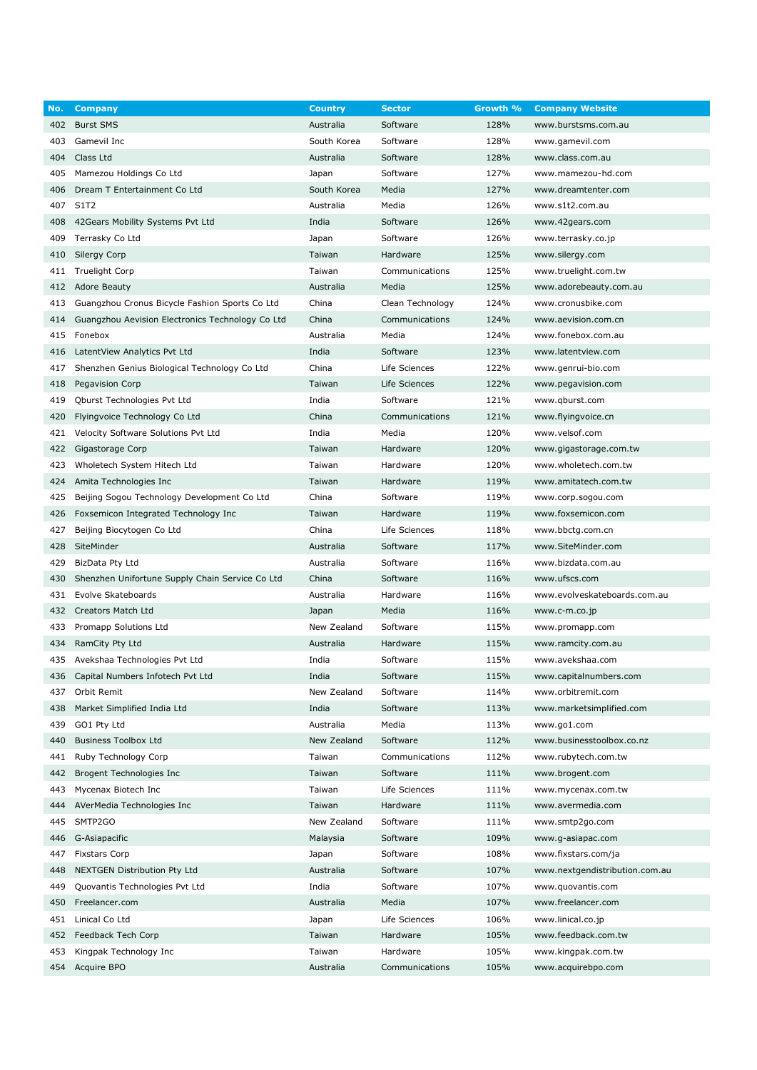| No. | Company | Country | Sector | Growth % | Company Website |
|---|---|---|---|---|---|
| 402 | Burst SMS | Australia | Software | 128% | www.burstsms.com.au |
| 403 | Gamevil Inc | South Korea | Software | 128% | www.gamevil.com |
| 404 | Class Ltd | Australia | Software | 128% | www.class.com.au |
| 405 | Mamezou Holdings Co Ltd | Japan | Software | 127% | www.mamezou-hd.com |
| 406 | Dream T Entertainment Co Ltd | South Korea | Media | 127% | www.dreamtenter.com |
| 407 | S1T2 | Australia | Media | 126% | www.s1t2.com.au |
| 408 | 42Gears Mobility Systems Pvt Ltd | India | Software | 126% | www.42gears.com |
| 409 | Terrasky Co Ltd | Japan | Software | 126% | www.terrasky.co.jp |
| 410 | Silergy Corp | Taiwan | Hardware | 125% | www.silergy.com |
| 411 | Truelight Corp | Taiwan | Communications | 125% | www.truelight.com.tw |
| 412 | Adore Beauty | Australia | Media | 125% | www.adorebeauty.com.au |
| 413 | Guangzhou Cronus Bicycle Fashion Sports Co Ltd | China | Clean Technology | 124% | www.cronusbike.com |
| 414 | Guangzhou Aevision Electronics Technology Co Ltd | China | Communications | 124% | www.aevision.com.cn |
| 415 | Fonebox | Australia | Media | 124% | www.fonebox.com.au |
| 416 | LatentView Analytics Pvt Ltd | India | Software | 123% | www.latentview.com |
| 417 | Shenzhen Genius Biological Technology Co Ltd | China | Life Sciences | 122% | www.genrui-bio.com |
| 418 | Pegavision Corp | Taiwan | Life Sciences | 122% | www.pegavision.com |
| 419 | Qburst Technologies Pvt Ltd | India | Software | 121% | www.qburst.com |
| 420 | Flyingvoice Technology Co Ltd | China | Communications | 121% | www.flyingvoice.cn |
| 421 | Velocity Software Solutions Pvt Ltd | India | Media | 120% | www.velsof.com |
| 422 | Gigastorage Corp | Taiwan | Hardware | 120% | www.gigastorage.com.tw |
| 423 | Wholetech System Hitech Ltd | Taiwan | Hardware | 120% | www.wholetech.com.tw |
| 424 | Amita Technologies Inc | Taiwan | Hardware | 119% | www.amitatech.com.tw |
| 425 | Beijing Sogou Technology Development Co Ltd | China | Software | 119% | www.corp.sogou.com |
| 426 | Foxsemicon Integrated Technology Inc | Taiwan | Hardware | 119% | www.foxsemicon.com |
| 427 | Beijing Biocytogen Co Ltd | China | Life Sciences | 118% | www.bbctg.com.cn |
| 428 | SiteMinder | Australia | Software | 117% | www.SiteMinder.com |
| 429 | BizData Pty Ltd | Australia | Software | 116% | www.bizdata.com.au |
| 430 | Shenzhen Unifortune Supply Chain Service Co Ltd | China | Software | 116% | www.ufscs.com |
| 431 | Evolve Skateboards | Australia | Hardware | 116% | www.evolveskateboards.com.au |
| 432 | Creators Match Ltd | Japan | Media | 116% | www.c-m.co.jp |
| 433 | Promapp Solutions Ltd | New Zealand | Software | 115% | www.promapp.com |
| 434 | RamCity Pty Ltd | Australia | Hardware | 115% | www.ramcity.com.au |
| 435 | Avekshaa Technologies Pvt Ltd | India | Software | 115% | www.avekshaa.com |
| 436 | Capital Numbers Infotech Pvt Ltd | India | Software | 115% | www.capitalnumbers.com |
| 437 | Orbit Remit | New Zealand | Software | 114% | www.orbitremit.com |
| 438 | Market Simplified India Ltd | India | Software | 113% | www.marketsimplified.com |
| 439 | GO1 Pty Ltd | Australia | Media | 113% | www.go1.com |
| 440 | Business Toolbox Ltd | New Zealand | Software | 112% | www.businesstoolbox.co.nz |
| 441 | Ruby Technology Corp | Taiwan | Communications | 112% | www.rubytech.com.tw |
| 442 | Brogent Technologies Inc | Taiwan | Software | 111% | www.brogent.com |
| 443 | Mycenax Biotech Inc | Taiwan | Life Sciences | 111% | www.mycenax.com.tw |
| 444 | AVerMedia Technologies Inc | Taiwan | Hardware | 111% | www.avermedia.com |
| 445 | SMTP2GO | New Zealand | Software | 111% | www.smtp2go.com |
| 446 | G-Asiapacific | Malaysia | Software | 109% | www.g-asiapac.com |
| 447 | Fixstars Corp | Japan | Software | 108% | www.fixstars.com/ja |
| 448 | NEXTGEN Distribution Pty Ltd | Australia | Software | 107% | www.nextgendistribution.com.au |
| 449 | Quovantis Technologies Pvt Ltd | India | Software | 107% | www.quovantis.com |
| 450 | Freelancer.com | Australia | Media | 107% | www.freelancer.com |
| 451 | Linical Co Ltd | Japan | Life Sciences | 106% | www.linical.co.jp |
| 452 | Feedback Tech Corp | Taiwan | Hardware | 105% | www.feedback.com.tw |
| 453 | Kingpak Technology Inc | Taiwan | Hardware | 105% | www.kingpak.com.tw |
| 454 | Acquire BPO | Australia | Communications | 105% | www.acquirebpo.com |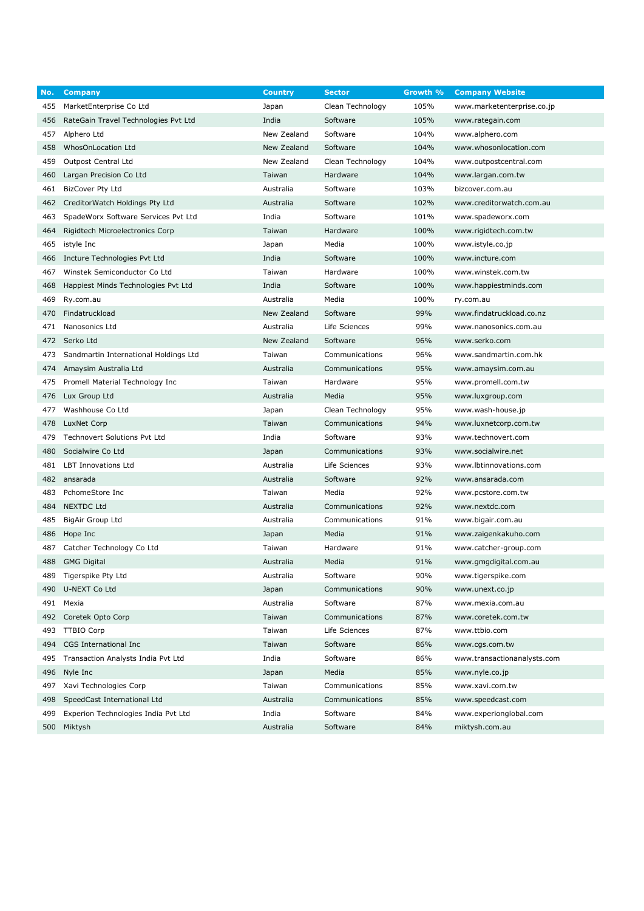| No. | Company | Country | Sector | Growth % | Company Website |
|---|---|---|---|---|---|
| 455 | MarketEnterprise Co Ltd | Japan | Clean Technology | 105% | www.marketenterprise.co.jp |
| 456 | RateGain Travel Technologies Pvt Ltd | India | Software | 105% | www.rategain.com |
| 457 | Alphero Ltd | New Zealand | Software | 104% | www.alphero.com |
| 458 | WhosOnLocation Ltd | New Zealand | Software | 104% | www.whosonlocation.com |
| 459 | Outpost Central Ltd | New Zealand | Clean Technology | 104% | www.outpostcentral.com |
| 460 | Largan Precision Co Ltd | Taiwan | Hardware | 104% | www.largan.com.tw |
| 461 | BizCover Pty Ltd | Australia | Software | 103% | bizcover.com.au |
| 462 | CreditorWatch Holdings Pty Ltd | Australia | Software | 102% | www.creditorwatch.com.au |
| 463 | SpadeWorx Software Services Pvt Ltd | India | Software | 101% | www.spadeworx.com |
| 464 | Rigidtech Microelectronics Corp | Taiwan | Hardware | 100% | www.rigidtech.com.tw |
| 465 | istyle Inc | Japan | Media | 100% | www.istyle.co.jp |
| 466 | Incture Technologies Pvt Ltd | India | Software | 100% | www.incture.com |
| 467 | Winstek Semiconductor Co Ltd | Taiwan | Hardware | 100% | www.winstek.com.tw |
| 468 | Happiest Minds Technologies Pvt Ltd | India | Software | 100% | www.happiestminds.com |
| 469 | Ry.com.au | Australia | Media | 100% | ry.com.au |
| 470 | Findatruckload | New Zealand | Software | 99% | www.findatruckload.co.nz |
| 471 | Nanosonics Ltd | Australia | Life Sciences | 99% | www.nanosonics.com.au |
| 472 | Serko Ltd | New Zealand | Software | 96% | www.serko.com |
| 473 | Sandmartin International Holdings Ltd | Taiwan | Communications | 96% | www.sandmartin.com.hk |
| 474 | Amaysim Australia Ltd | Australia | Communications | 95% | www.amaysim.com.au |
| 475 | Promell Material Technology Inc | Taiwan | Hardware | 95% | www.promell.com.tw |
| 476 | Lux Group Ltd | Australia | Media | 95% | www.luxgroup.com |
| 477 | Washhouse Co Ltd | Japan | Clean Technology | 95% | www.wash-house.jp |
| 478 | LuxNet Corp | Taiwan | Communications | 94% | www.luxnetcorp.com.tw |
| 479 | Technovert Solutions Pvt Ltd | India | Software | 93% | www.technovert.com |
| 480 | Socialwire Co Ltd | Japan | Communications | 93% | www.socialwire.net |
| 481 | LBT Innovations Ltd | Australia | Life Sciences | 93% | www.lbtinnovations.com |
| 482 | ansarada | Australia | Software | 92% | www.ansarada.com |
| 483 | PchomeStore Inc | Taiwan | Media | 92% | www.pcstore.com.tw |
| 484 | NEXTDC Ltd | Australia | Communications | 92% | www.nextdc.com |
| 485 | BigAir Group Ltd | Australia | Communications | 91% | www.bigair.com.au |
| 486 | Hope Inc | Japan | Media | 91% | www.zaigenkakuho.com |
| 487 | Catcher Technology Co Ltd | Taiwan | Hardware | 91% | www.catcher-group.com |
| 488 | GMG Digital | Australia | Media | 91% | www.gmgdigital.com.au |
| 489 | Tigerspike Pty Ltd | Australia | Software | 90% | www.tigerspike.com |
| 490 | U-NEXT Co Ltd | Japan | Communications | 90% | www.unext.co.jp |
| 491 | Mexia | Australia | Software | 87% | www.mexia.com.au |
| 492 | Coretek Opto Corp | Taiwan | Communications | 87% | www.coretek.com.tw |
| 493 | TTBIO Corp | Taiwan | Life Sciences | 87% | www.ttbio.com |
| 494 | CGS International Inc | Taiwan | Software | 86% | www.cgs.com.tw |
| 495 | Transaction Analysts India Pvt Ltd | India | Software | 86% | www.transactionanalysts.com |
| 496 | Nyle Inc | Japan | Media | 85% | www.nyle.co.jp |
| 497 | Xavi Technologies Corp | Taiwan | Communications | 85% | www.xavi.com.tw |
| 498 | SpeedCast International Ltd | Australia | Communications | 85% | www.speedcast.com |
| 499 | Experion Technologies India Pvt Ltd | India | Software | 84% | www.experionglobal.com |
| 500 | Miktysh | Australia | Software | 84% | miktysh.com.au |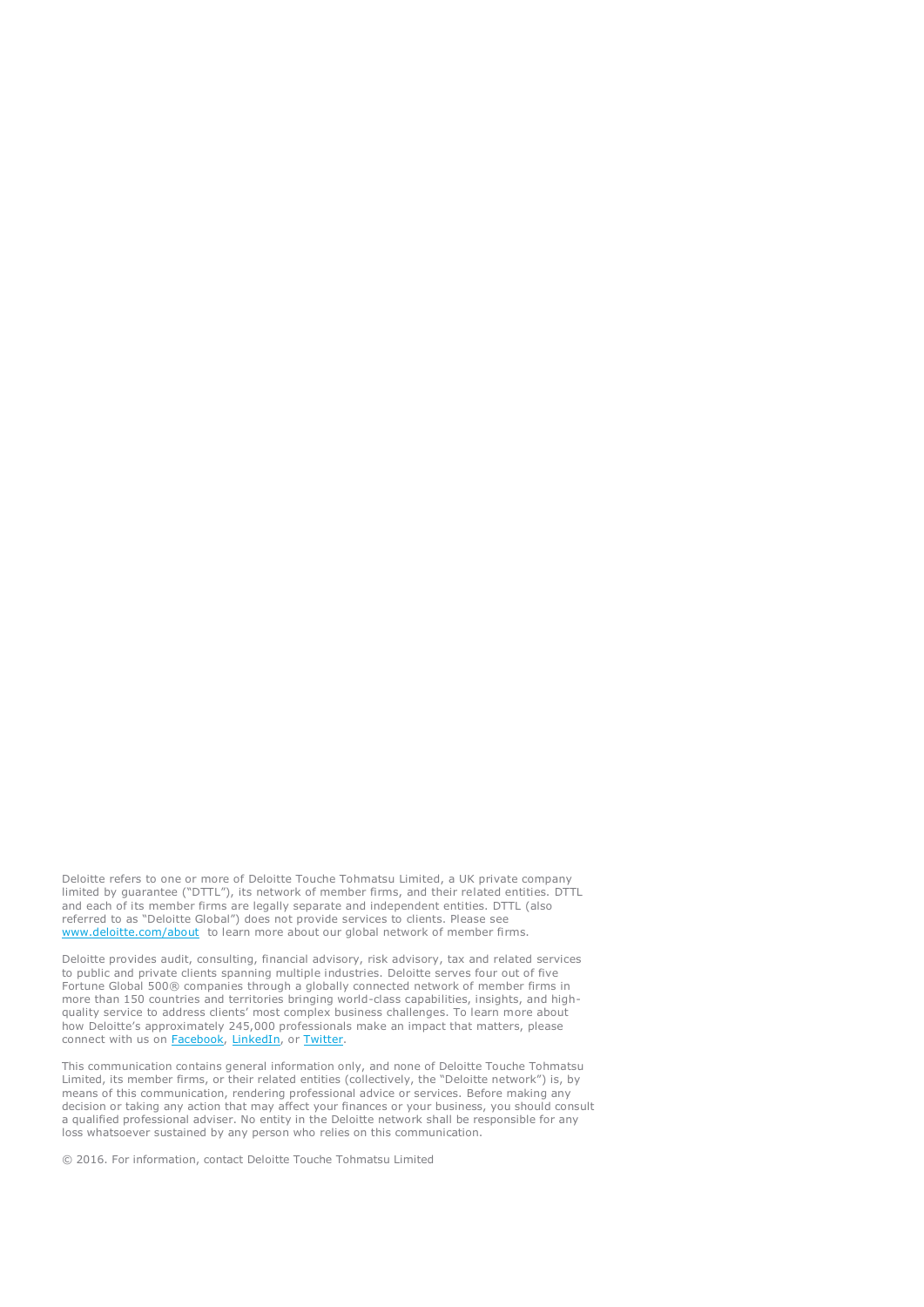Deloitte refers to one or more of Deloitte Touche Tohmatsu Limited, a UK private company limited by guarantee ("DTTL"), its network of member firms, and their related entities. DTTL and each of its member firms are legally separate and independent entities. DTTL (also referred to as "Deloitte Global") does not provide services to clients. Please see [www.deloitte.com/about](www.deloitte.com/about) to learn more about our global network of member firms.

Deloitte provides audit, consulting, financial advisory, risk advisory, tax and related services to public and private clients spanning multiple industries. Deloitte serves four out of five Fortune Global 500® companies through a globally connected network of member firms in more than 150 countries and territories bringing world-class capabilities, insights, and high-quality service to address clients' most complex business challenges. To learn more about how Deloitte's approximately 245,000 professionals make an impact that matters, please connect with us on Facebook, LinkedIn, or Twitter.

This communication contains general information only, and none of Deloitte Touche Tohmatsu Limited, its member firms, or their related entities (collectively, the "Deloitte network") is, by means of this communication, rendering professional advice or services. Before making any decision or taking any action that may affect your finances or your business, you should consult a qualified professional adviser. No entity in the Deloitte network shall be responsible for any loss whatsoever sustained by any person who relies on this communication.

© 2016. For information, contact Deloitte Touche Tohmatsu Limited